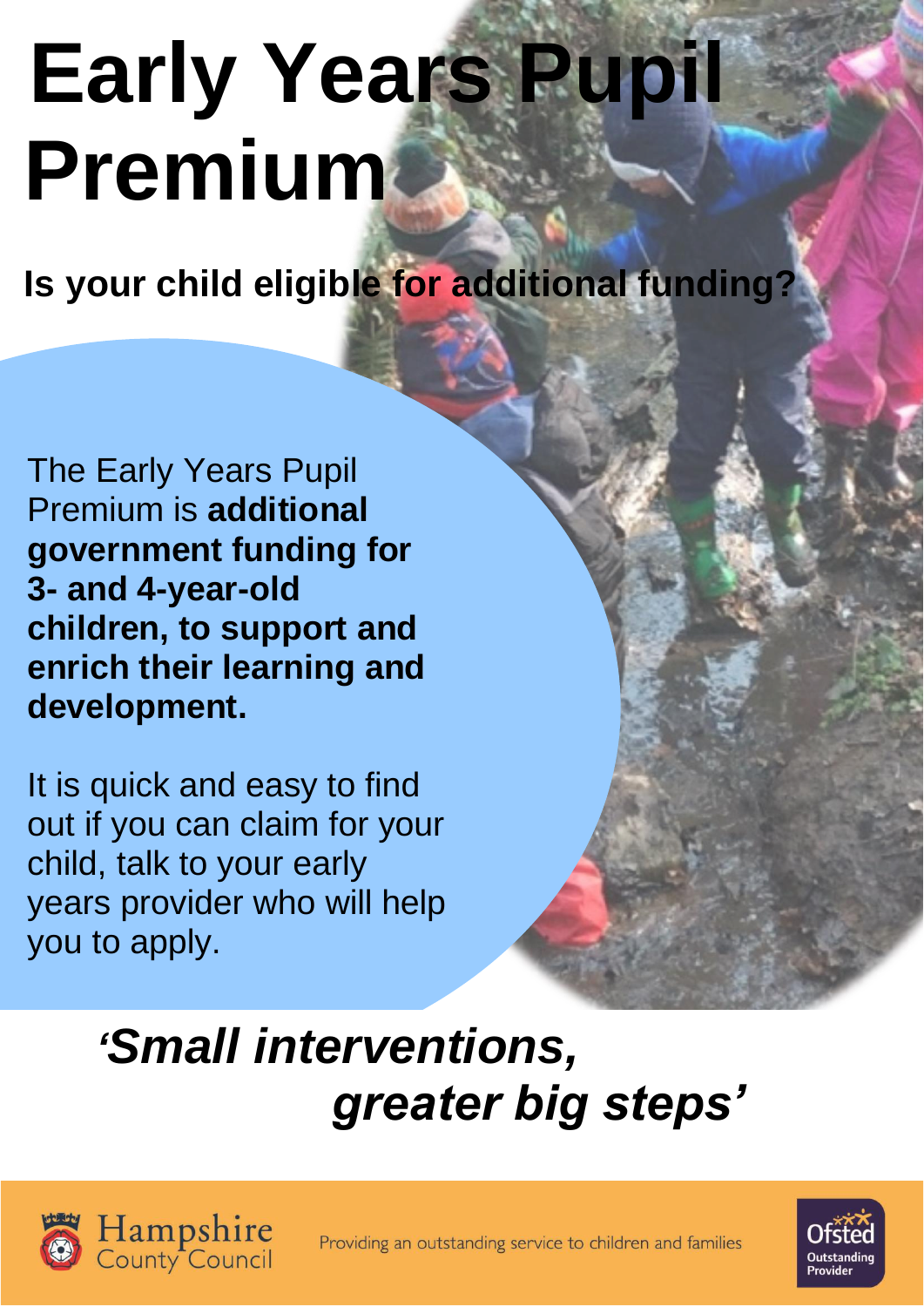# Early Years Pupil Premium

**Is your child eligible for additional funding?**

The Early Years Pupil Premium is **additional government funding for 3- and 4-year-old children, to support and enrich their learning and development.**

It is quick and easy to find out if you can claim for your child, talk to your early years provider who will help you to apply.

***'Small interventions, greater big steps'***

Hampshire County Council

Providing an outstanding service to children and families

Ofsted Outstanding Provider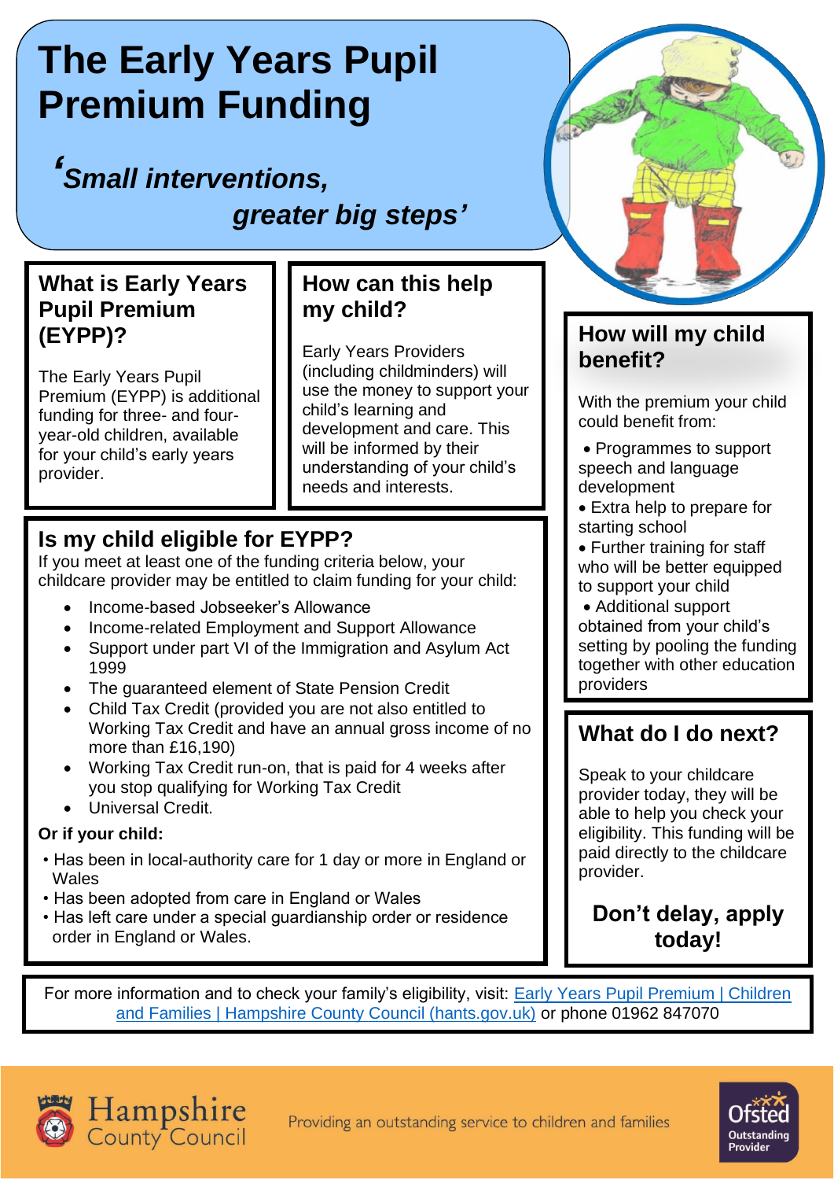# The Early Years Pupil Premium Funding

*'Small interventions, greater big steps'*

## What is Early Years Pupil Premium (EYPP)?

The Early Years Pupil Premium (EYPP) is additional funding for three- and four-year-old children, available for your child's early years provider.

## How can this help my child?

Early Years Providers (including childminders) will use the money to support your child's learning and development and care. This will be informed by their understanding of your child's needs and interests.

## Is my child eligible for EYPP?

If you meet at least one of the funding criteria below, your childcare provider may be entitled to claim funding for your child:

- Income-based Jobseeker's Allowance
- Income-related Employment and Support Allowance
- Support under part VI of the Immigration and Asylum Act 1999
- The guaranteed element of State Pension Credit
- Child Tax Credit (provided you are not also entitled to Working Tax Credit and have an annual gross income of no more than £16,190)
- Working Tax Credit run-on, that is paid for 4 weeks after you stop qualifying for Working Tax Credit
- Universal Credit.

**Or if your child:**

- Has been in local-authority care for 1 day or more in England or Wales
- Has been adopted from care in England or Wales
- Has left care under a special guardianship order or residence order in England or Wales.

## How will my child benefit?

With the premium your child could benefit from:

- Programmes to support speech and language development
- Extra help to prepare for starting school
- Further training for staff who will be better equipped to support your child
- Additional support obtained from your child's setting by pooling the funding together with other education providers

## What do I do next?

Speak to your childcare provider today, they will be able to help you check your eligibility. This funding will be paid directly to the childcare provider.

**Don't delay, apply today!**

For more information and to check your family's eligibility, visit: [Early Years Pupil Premium | Children and Families | Hampshire County Council (hants.gov.uk)]() or phone 01962 847070

Hampshire County Council

Providing an outstanding service to children and families

Ofsted Outstanding Provider